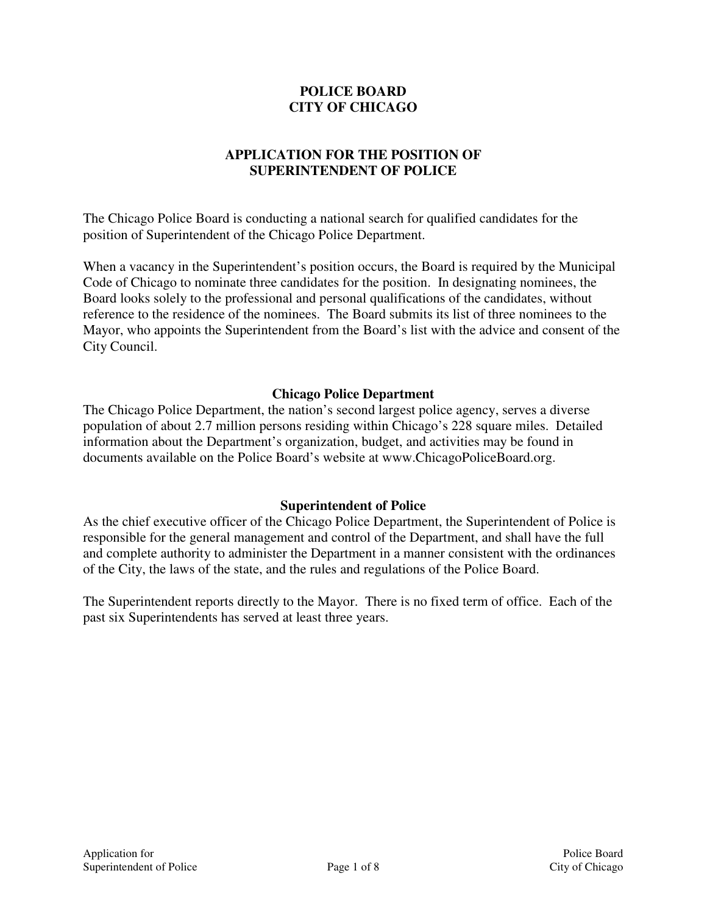# POLICE BOARD
# CITY OF CHICAGO

## APPLICATION FOR THE POSITION OF SUPERINTENDENT OF POLICE

The Chicago Police Board is conducting a national search for qualified candidates for the position of Superintendent of the Chicago Police Department.

When a vacancy in the Superintendent's position occurs, the Board is required by the Municipal Code of Chicago to nominate three candidates for the position. In designating nominees, the Board looks solely to the professional and personal qualifications of the candidates, without reference to the residence of the nominees. The Board submits its list of three nominees to the Mayor, who appoints the Superintendent from the Board's list with the advice and consent of the City Council.

### Chicago Police Department

The Chicago Police Department, the nation's second largest police agency, serves a diverse population of about 2.7 million persons residing within Chicago's 228 square miles. Detailed information about the Department's organization, budget, and activities may be found in documents available on the Police Board's website at www.ChicagoPoliceBoard.org.

### Superintendent of Police

As the chief executive officer of the Chicago Police Department, the Superintendent of Police is responsible for the general management and control of the Department, and shall have the full and complete authority to administer the Department in a manner consistent with the ordinances of the City, the laws of the state, and the rules and regulations of the Police Board.

The Superintendent reports directly to the Mayor. There is no fixed term of office. Each of the past six Superintendents has served at least three years.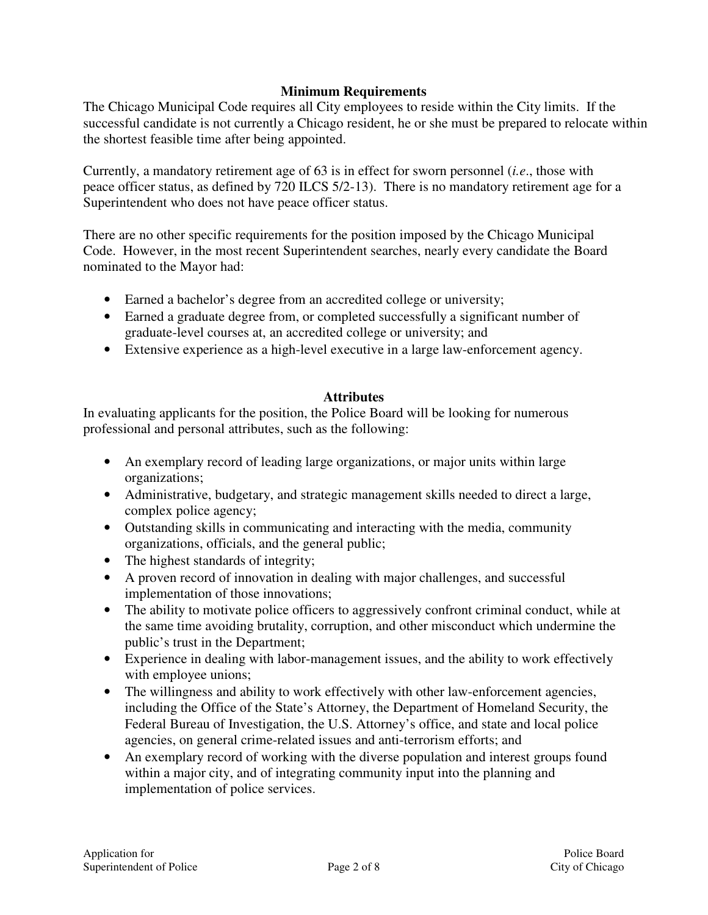## Minimum Requirements

The Chicago Municipal Code requires all City employees to reside within the City limits. If the successful candidate is not currently a Chicago resident, he or she must be prepared to relocate within the shortest feasible time after being appointed.

Currently, a mandatory retirement age of 63 is in effect for sworn personnel (*i.e*., those with peace officer status, as defined by 720 ILCS 5/2-13). There is no mandatory retirement age for a Superintendent who does not have peace officer status.

There are no other specific requirements for the position imposed by the Chicago Municipal Code. However, in the most recent Superintendent searches, nearly every candidate the Board nominated to the Mayor had:

- Earned a bachelor's degree from an accredited college or university;
- Earned a graduate degree from, or completed successfully a significant number of graduate-level courses at, an accredited college or university; and
- Extensive experience as a high-level executive in a large law-enforcement agency.

## Attributes

In evaluating applicants for the position, the Police Board will be looking for numerous professional and personal attributes, such as the following:

- An exemplary record of leading large organizations, or major units within large organizations;
- Administrative, budgetary, and strategic management skills needed to direct a large, complex police agency;
- Outstanding skills in communicating and interacting with the media, community organizations, officials, and the general public;
- The highest standards of integrity;
- A proven record of innovation in dealing with major challenges, and successful implementation of those innovations;
- The ability to motivate police officers to aggressively confront criminal conduct, while at the same time avoiding brutality, corruption, and other misconduct which undermine the public's trust in the Department;
- Experience in dealing with labor-management issues, and the ability to work effectively with employee unions;
- The willingness and ability to work effectively with other law-enforcement agencies, including the Office of the State's Attorney, the Department of Homeland Security, the Federal Bureau of Investigation, the U.S. Attorney's office, and state and local police agencies, on general crime-related issues and anti-terrorism efforts; and
- An exemplary record of working with the diverse population and interest groups found within a major city, and of integrating community input into the planning and implementation of police services.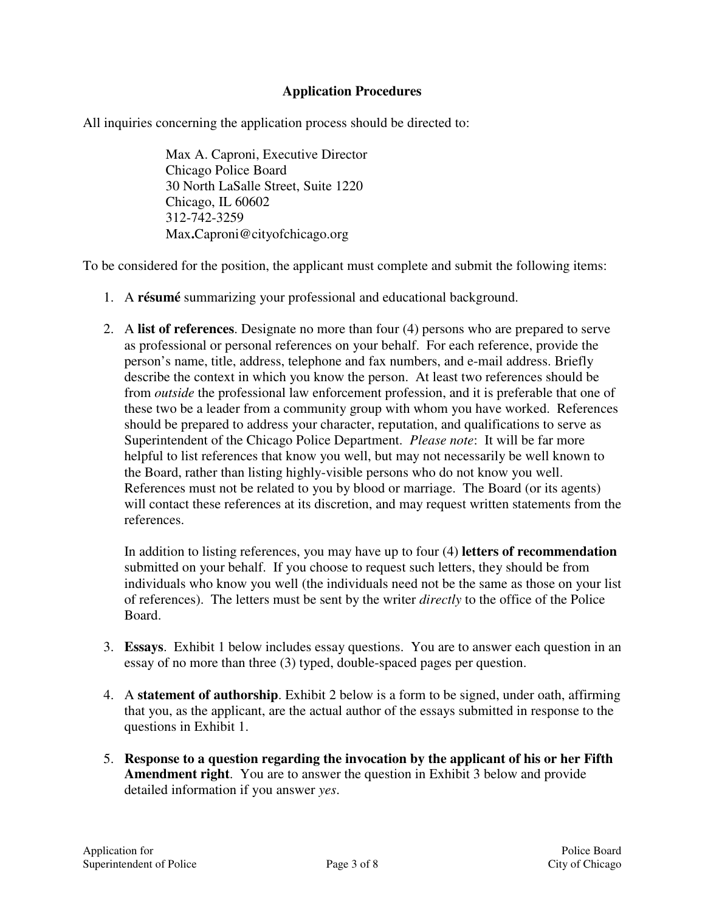## Application Procedures

All inquiries concerning the application process should be directed to:

> Max A. Caproni, Executive Director
> Chicago Police Board
> 30 North LaSalle Street, Suite 1220
> Chicago, IL 60602
> 312-742-3259
> Max**.**Caproni@cityofchicago.org

To be considered for the position, the applicant must complete and submit the following items:

1. A **résumé** summarizing your professional and educational background.

2. A **list of references**. Designate no more than four (4) persons who are prepared to serve as professional or personal references on your behalf. For each reference, provide the person's name, title, address, telephone and fax numbers, and e-mail address. Briefly describe the context in which you know the person. At least two references should be from *outside* the professional law enforcement profession, and it is preferable that one of these two be a leader from a community group with whom you have worked. References should be prepared to address your character, reputation, and qualifications to serve as Superintendent of the Chicago Police Department. *Please note*: It will be far more helpful to list references that know you well, but may not necessarily be well known to the Board, rather than listing highly-visible persons who do not know you well. References must not be related to you by blood or marriage. The Board (or its agents) will contact these references at its discretion, and may request written statements from the references.

   In addition to listing references, you may have up to four (4) **letters of recommendation** submitted on your behalf. If you choose to request such letters, they should be from individuals who know you well (the individuals need not be the same as those on your list of references). The letters must be sent by the writer *directly* to the office of the Police Board.

3. **Essays**. Exhibit 1 below includes essay questions. You are to answer each question in an essay of no more than three (3) typed, double-spaced pages per question.

4. A **statement of authorship**. Exhibit 2 below is a form to be signed, under oath, affirming that you, as the applicant, are the actual author of the essays submitted in response to the questions in Exhibit 1.

5. **Response to a question regarding the invocation by the applicant of his or her Fifth Amendment right**. You are to answer the question in Exhibit 3 below and provide detailed information if you answer *yes*.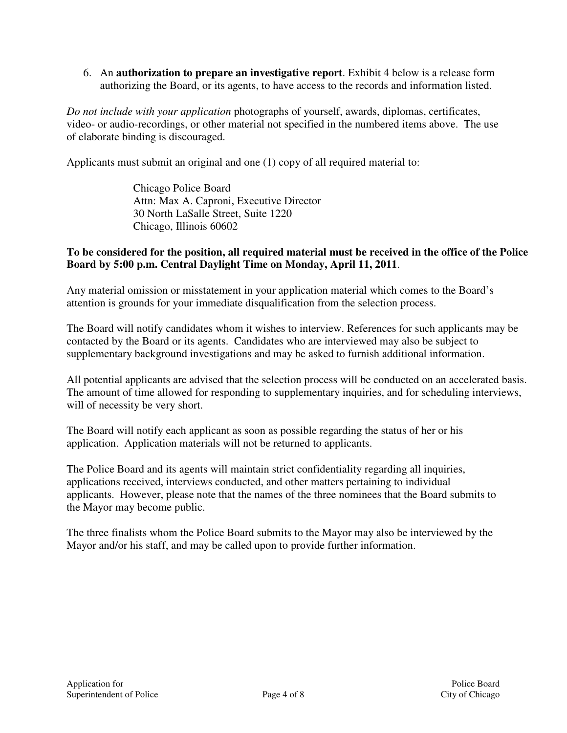6. An **authorization to prepare an investigative report**. Exhibit 4 below is a release form authorizing the Board, or its agents, to have access to the records and information listed.

*Do not include with your application* photographs of yourself, awards, diplomas, certificates, video- or audio-recordings, or other material not specified in the numbered items above. The use of elaborate binding is discouraged.

Applicants must submit an original and one (1) copy of all required material to:

> Chicago Police Board
> Attn: Max A. Caproni, Executive Director
> 30 North LaSalle Street, Suite 1220
> Chicago, Illinois 60602

**To be considered for the position, all required material must be received in the office of the Police Board by 5:00 p.m. Central Daylight Time on Monday, April 11, 2011**.

Any material omission or misstatement in your application material which comes to the Board's attention is grounds for your immediate disqualification from the selection process.

The Board will notify candidates whom it wishes to interview. References for such applicants may be contacted by the Board or its agents. Candidates who are interviewed may also be subject to supplementary background investigations and may be asked to furnish additional information.

All potential applicants are advised that the selection process will be conducted on an accelerated basis. The amount of time allowed for responding to supplementary inquiries, and for scheduling interviews, will of necessity be very short.

The Board will notify each applicant as soon as possible regarding the status of her or his application. Application materials will not be returned to applicants.

The Police Board and its agents will maintain strict confidentiality regarding all inquiries, applications received, interviews conducted, and other matters pertaining to individual applicants. However, please note that the names of the three nominees that the Board submits to the Mayor may become public.

The three finalists whom the Police Board submits to the Mayor may also be interviewed by the Mayor and/or his staff, and may be called upon to provide further information.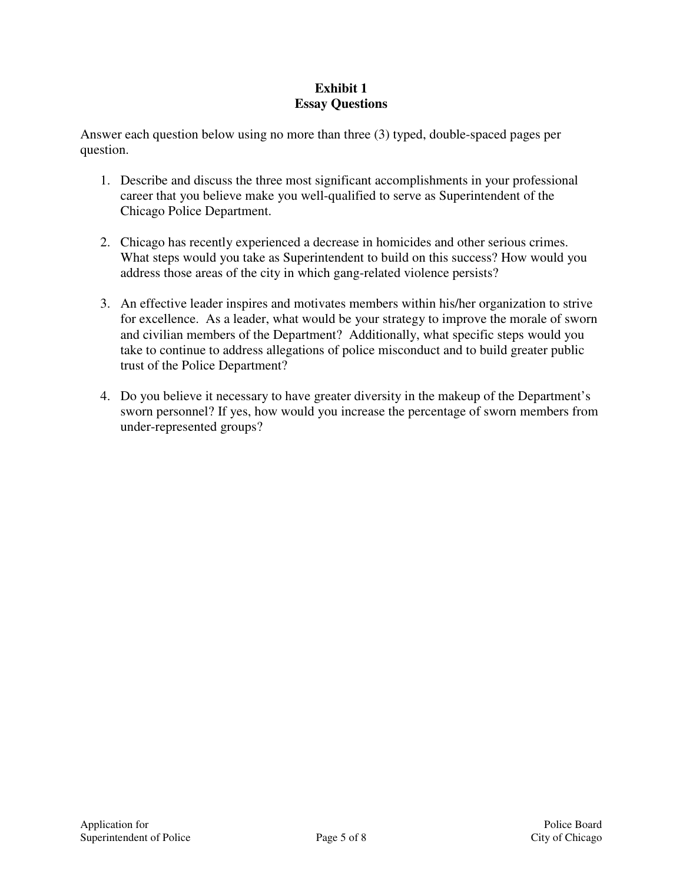**Exhibit 1**
**Essay Questions**

Answer each question below using no more than three (3) typed, double-spaced pages per question.

1. Describe and discuss the three most significant accomplishments in your professional career that you believe make you well-qualified to serve as Superintendent of the Chicago Police Department.

2. Chicago has recently experienced a decrease in homicides and other serious crimes. What steps would you take as Superintendent to build on this success? How would you address those areas of the city in which gang-related violence persists?

3. An effective leader inspires and motivates members within his/her organization to strive for excellence. As a leader, what would be your strategy to improve the morale of sworn and civilian members of the Department? Additionally, what specific steps would you take to continue to address allegations of police misconduct and to build greater public trust of the Police Department?

4. Do you believe it necessary to have greater diversity in the makeup of the Department's sworn personnel? If yes, how would you increase the percentage of sworn members from under-represented groups?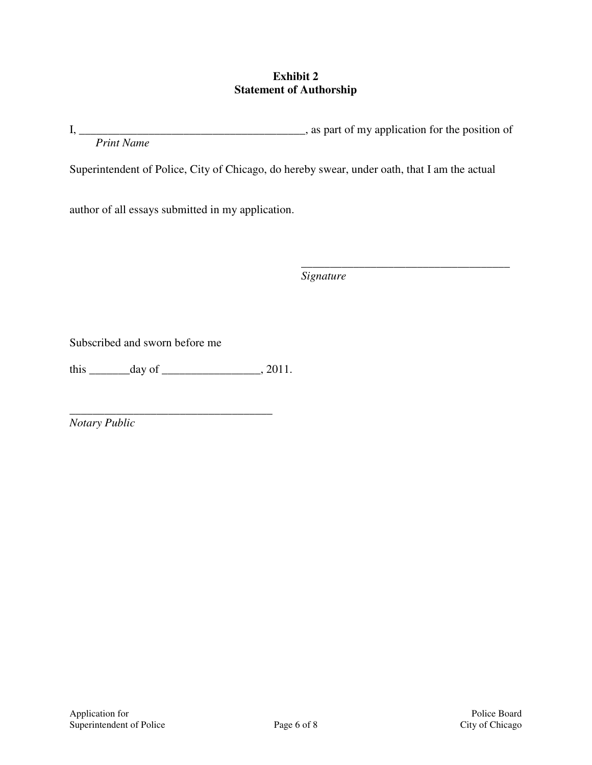**Exhibit 2**
**Statement of Authorship**

I, _______________________________________, as part of my application for the position of
*Print Name*

Superintendent of Police, City of Chicago, do hereby swear, under oath, that I am the actual

author of all essays submitted in my application.

_____________________________________
*Signature*

Subscribed and sworn before me

this _______day of _________________, 2011.

___________________________________
*Notary Public*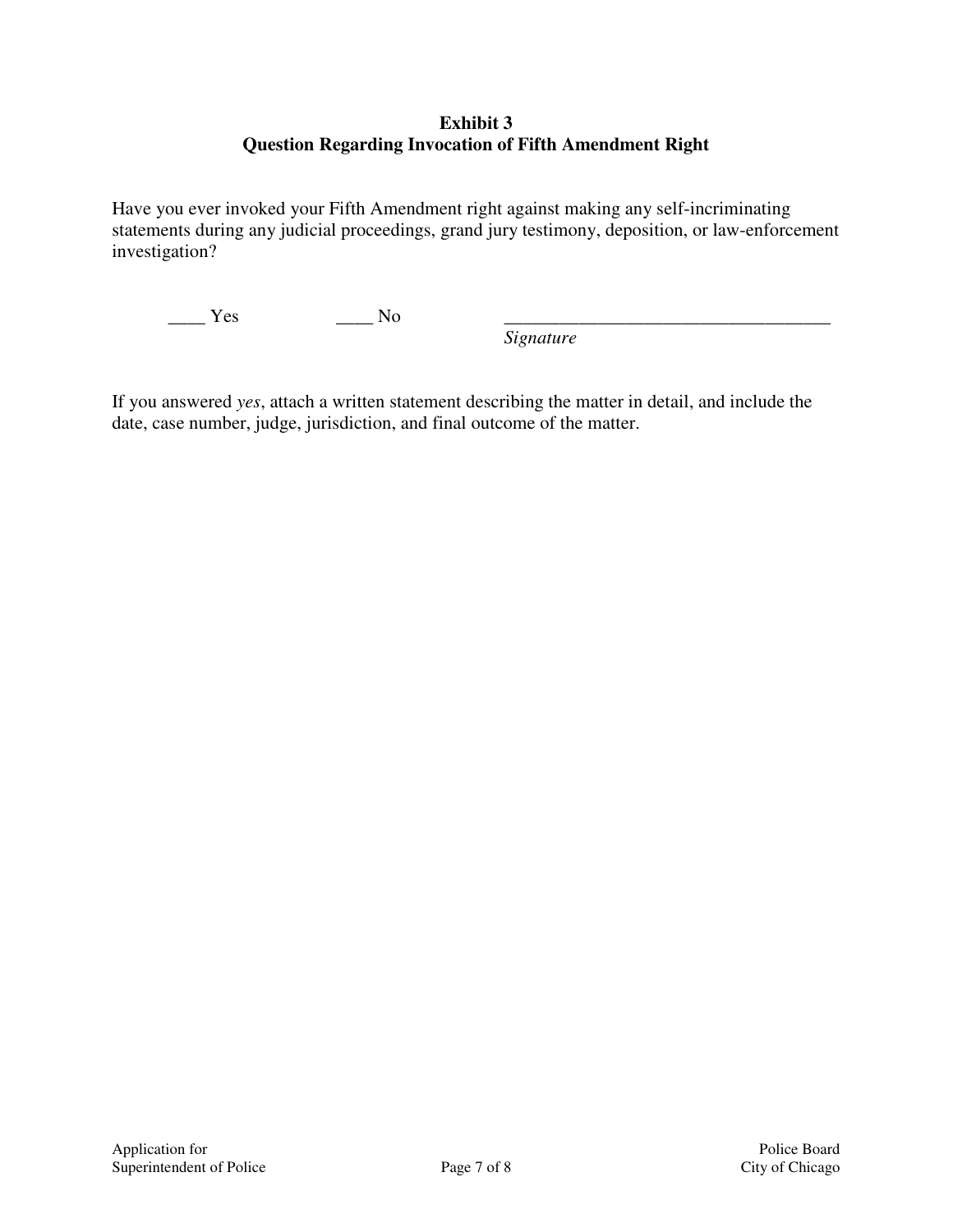**Exhibit 3**
**Question Regarding Invocation of Fifth Amendment Right**

Have you ever invoked your Fifth Amendment right against making any self-incriminating statements during any judicial proceedings, grand jury testimony, deposition, or law-enforcement investigation?

____ Yes ____ No ___________________________________
*Signature*

If you answered *yes*, attach a written statement describing the matter in detail, and include the date, case number, judge, jurisdiction, and final outcome of the matter.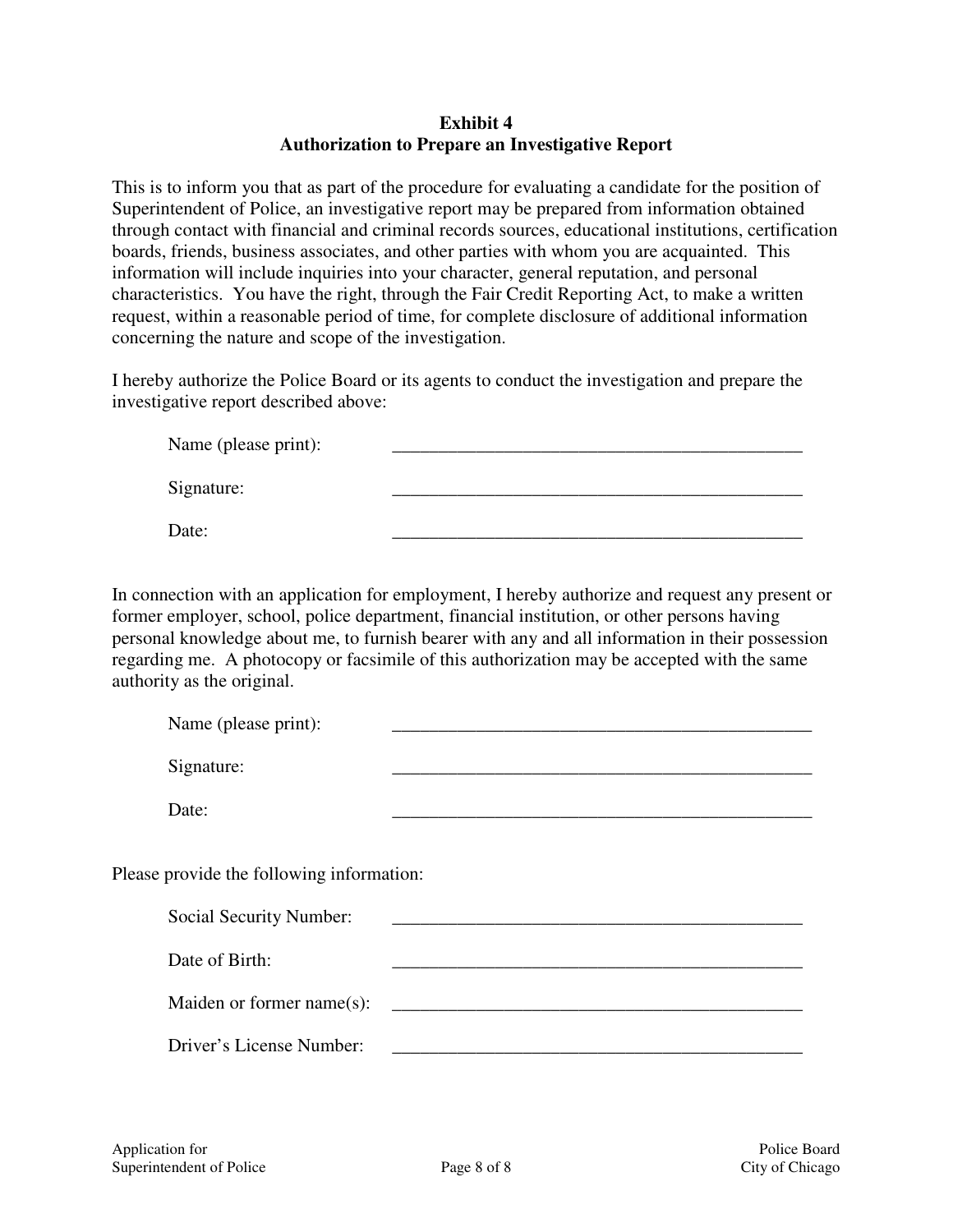## Exhibit 4
## Authorization to Prepare an Investigative Report

This is to inform you that as part of the procedure for evaluating a candidate for the position of Superintendent of Police, an investigative report may be prepared from information obtained through contact with financial and criminal records sources, educational institutions, certification boards, friends, business associates, and other parties with whom you are acquainted. This information will include inquiries into your character, general reputation, and personal characteristics. You have the right, through the Fair Credit Reporting Act, to make a written request, within a reasonable period of time, for complete disclosure of additional information concerning the nature and scope of the investigation.

I hereby authorize the Police Board or its agents to conduct the investigation and prepare the investigative report described above:

Name (please print): _____________________________________________

Signature: _____________________________________________

Date: _____________________________________________

In connection with an application for employment, I hereby authorize and request any present or former employer, school, police department, financial institution, or other persons having personal knowledge about me, to furnish bearer with any and all information in their possession regarding me. A photocopy or facsimile of this authorization may be accepted with the same authority as the original.

Name (please print): _____________________________________________

Signature: _____________________________________________

Date: _____________________________________________

Please provide the following information:

Social Security Number: _____________________________________________

Date of Birth: _____________________________________________

Maiden or former name(s): _____________________________________________

Driver's License Number: _____________________________________________